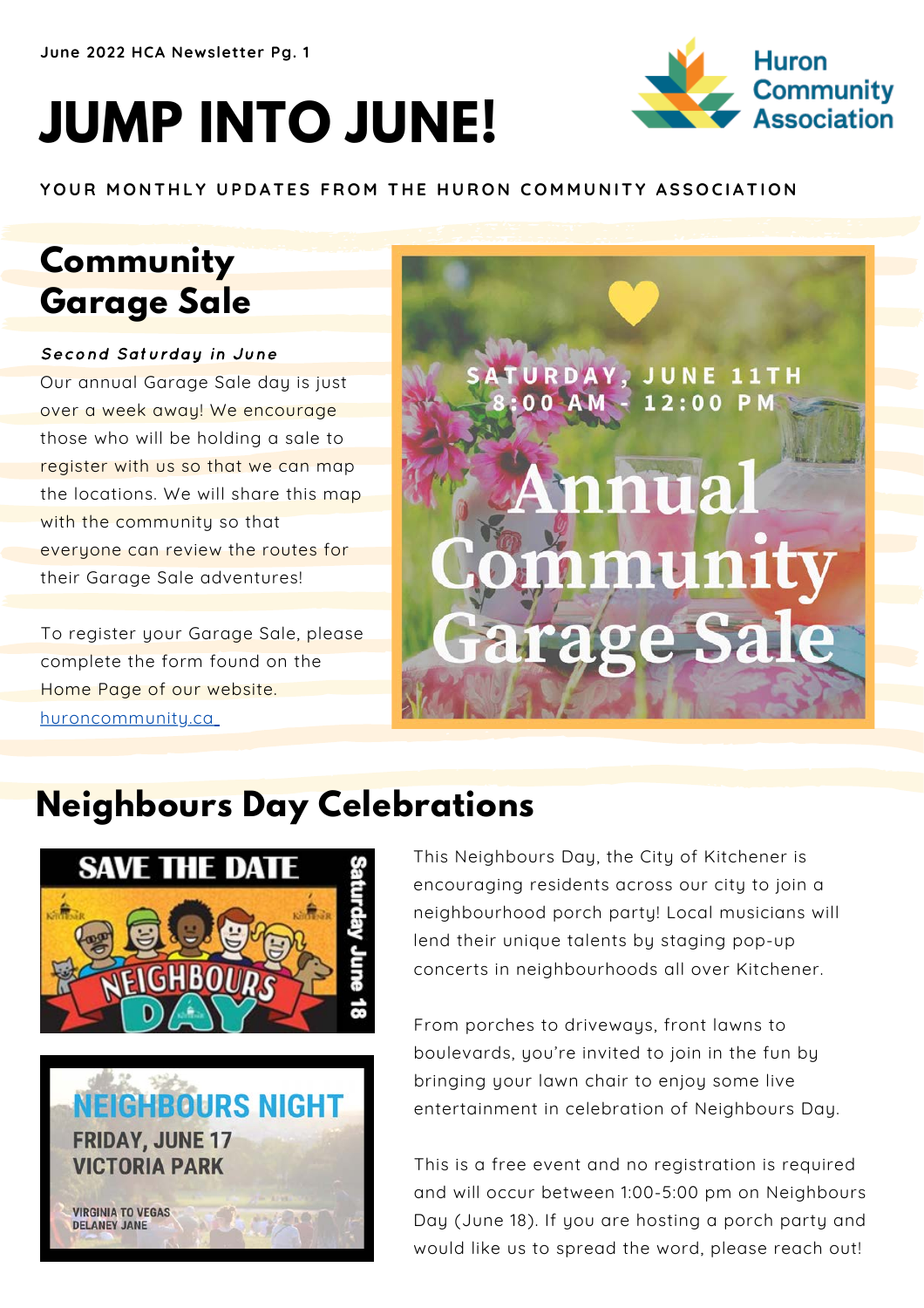June 2022 HCA Newsletter Pg. 1

# JUMP INTO JUNE!

Huron Community Association

YOUR MONTHLY UPDATES FROM THE HURON COMMUNITY ASSOCIATION

## Community Garage Sale

***Second Saturday in June***

Our annual Garage Sale day is just over a week away! We encourage those who will be holding a sale to register with us so that we can map the locations. We will share this map with the community so that everyone can review the routes for their Garage Sale adventures!

To register your Garage Sale, please complete the form found on the Home Page of our website. huroncommunity.ca

SATURDAY, JUNE 11TH
8:00 AM - 12:00 PM

Annual Community Garage Sale

## Neighbours Day Celebrations

SAVE THE DATE
NEIGHBOURS DAY
Saturday June 18

NEIGHBOURS NIGHT
FRIDAY, JUNE 17
VICTORIA PARK
VIRGINIA TO VEGAS
DELANEY JANE

This Neighbours Day, the City of Kitchener is encouraging residents across our city to join a neighbourhood porch party! Local musicians will lend their unique talents by staging pop-up concerts in neighbourhoods all over Kitchener.

From porches to driveways, front lawns to boulevards, you're invited to join in the fun by bringing your lawn chair to enjoy some live entertainment in celebration of Neighbours Day.

This is a free event and no registration is required and will occur between 1:00-5:00 pm on Neighbours Day (June 18). If you are hosting a porch party and would like us to spread the word, please reach out!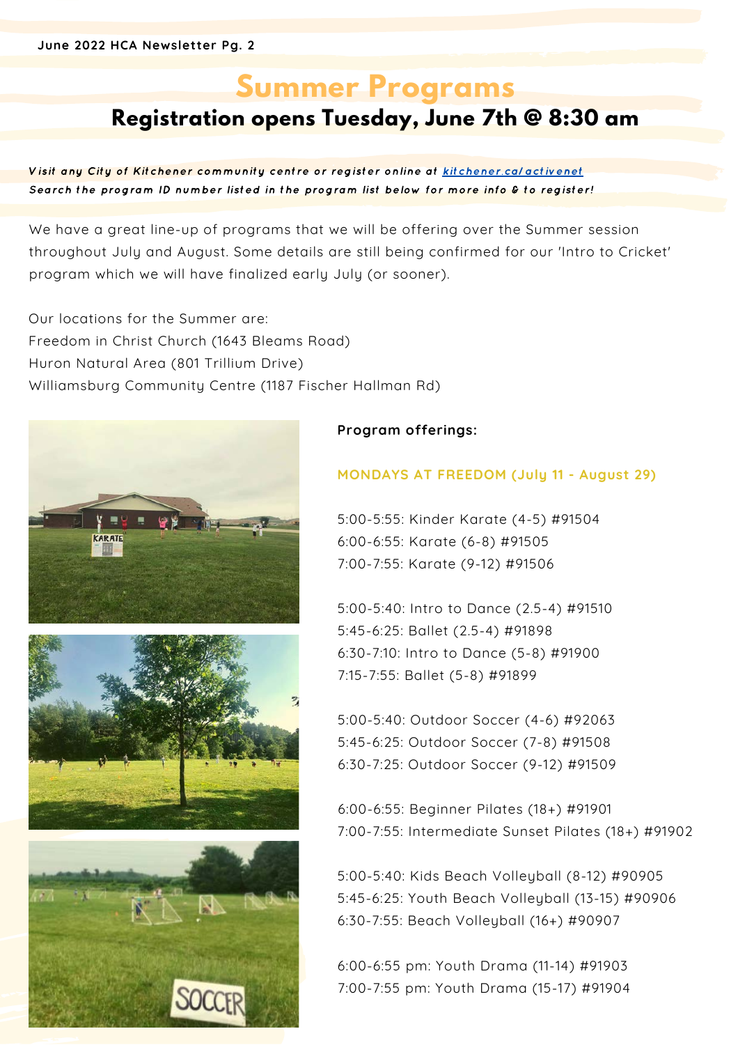# Summer Programs

## Registration opens Tuesday, June 7th @ 8:30 am

***Visit any City of Kitchener community centre or register online at [kitchener.ca/activenet](kitchener.ca/activenet)***
***Search the program ID number listed in the program list below for more info & to register!***

We have a great line-up of programs that we will be offering over the Summer session throughout July and August. Some details are still being confirmed for our 'Intro to Cricket' program which we will have finalized early July (or sooner).

Our locations for the Summer are:
Freedom in Christ Church (1643 Bleams Road)
Huron Natural Area (801 Trillium Drive)
Williamsburg Community Centre (1187 Fischer Hallman Rd)

**Program offerings:**

### MONDAYS AT FREEDOM (July 11 - August 29)

5:00-5:55: Kinder Karate (4-5) #91504
6:00-6:55: Karate (6-8) #91505
7:00-7:55: Karate (9-12) #91506

5:00-5:40: Intro to Dance (2.5-4) #91510
5:45-6:25: Ballet (2.5-4) #91898
6:30-7:10: Intro to Dance (5-8) #91900
7:15-7:55: Ballet (5-8) #91899

5:00-5:40: Outdoor Soccer (4-6) #92063
5:45-6:25: Outdoor Soccer (7-8) #91508
6:30-7:25: Outdoor Soccer (9-12) #91509

6:00-6:55: Beginner Pilates (18+) #91901
7:00-7:55: Intermediate Sunset Pilates (18+) #91902

5:00-5:40: Kids Beach Volleyball (8-12) #90905
5:45-6:25: Youth Beach Volleyball (13-15) #90906
6:30-7:55: Beach Volleyball (16+) #90907

6:00-6:55 pm: Youth Drama (11-14) #91903
7:00-7:55 pm: Youth Drama (15-17) #91904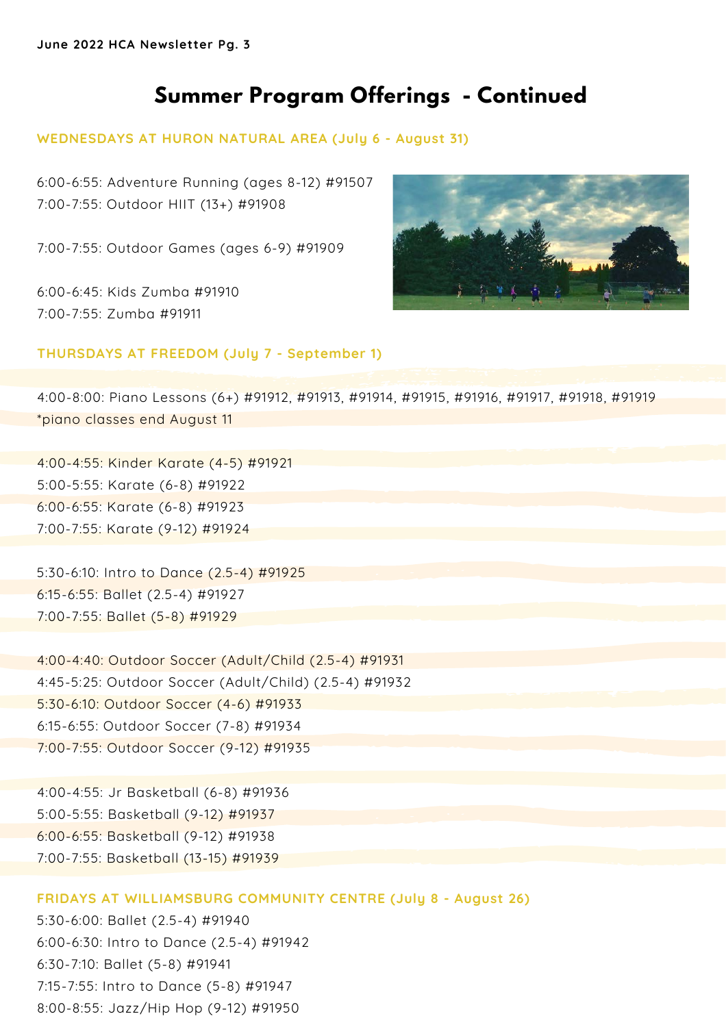# Summer Program Offerings - Continued

## WEDNESDAYS AT HURON NATURAL AREA (July 6 - August 31)

6:00-6:55: Adventure Running (ages 8-12) #91507
7:00-7:55: Outdoor HIIT (13+) #91908

7:00-7:55: Outdoor Games (ages 6-9) #91909

6:00-6:45: Kids Zumba #91910
7:00-7:55: Zumba #91911

## THURSDAYS AT FREEDOM (July 7 - September 1)

4:00-8:00: Piano Lessons (6+) #91912, #91913, #91914, #91915, #91916, #91917, #91918, #91919
*piano classes end August 11

4:00-4:55: Kinder Karate (4-5) #91921
5:00-5:55: Karate (6-8) #91922
6:00-6:55: Karate (6-8) #91923
7:00-7:55: Karate (9-12) #91924

5:30-6:10: Intro to Dance (2.5-4) #91925
6:15-6:55: Ballet (2.5-4) #91927
7:00-7:55: Ballet (5-8) #91929

4:00-4:40: Outdoor Soccer (Adult/Child (2.5-4) #91931
4:45-5:25: Outdoor Soccer (Adult/Child) (2.5-4) #91932
5:30-6:10: Outdoor Soccer (4-6) #91933
6:15-6:55: Outdoor Soccer (7-8) #91934
7:00-7:55: Outdoor Soccer (9-12) #91935

4:00-4:55: Jr Basketball (6-8) #91936
5:00-5:55: Basketball (9-12) #91937
6:00-6:55: Basketball (9-12) #91938
7:00-7:55: Basketball (13-15) #91939

## FRIDAYS AT WILLIAMSBURG COMMUNITY CENTRE (July 8 - August 26)

5:30-6:00: Ballet (2.5-4) #91940
6:00-6:30: Intro to Dance (2.5-4) #91942
6:30-7:10: Ballet (5-8) #91941
7:15-7:55: Intro to Dance (5-8) #91947
8:00-8:55: Jazz/Hip Hop (9-12) #91950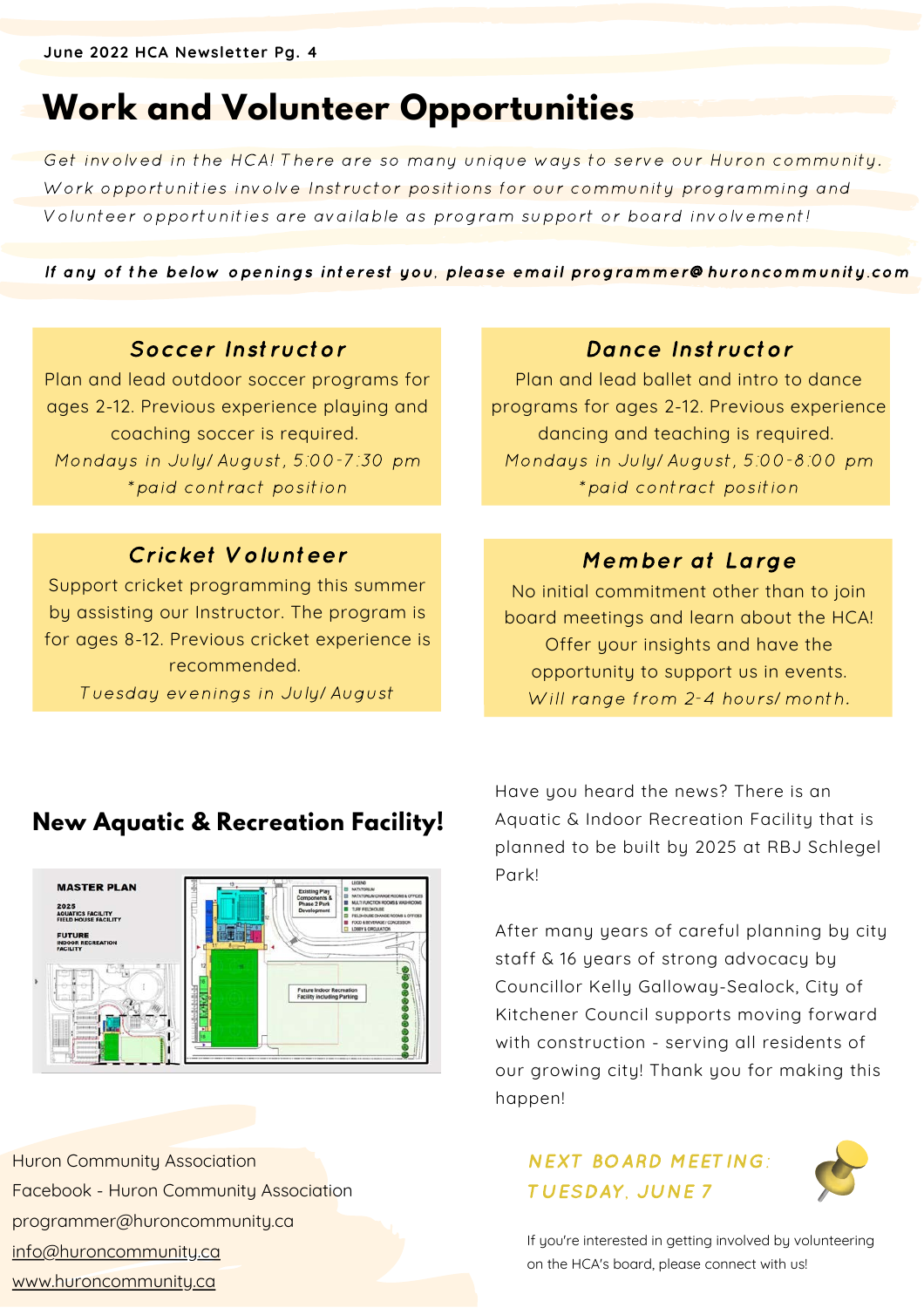# Work and Volunteer Opportunities

*Get involved in the HCA! There are so many unique ways to serve our Huron community. Work opportunities involve Instructor positions for our community programming and Volunteer opportunities are available as program support or board involvement!*

***If any of the below openings interest you, please email programmer@huroncommunity.com***

### *Soccer Instructor*

Plan and lead outdoor soccer programs for ages 2-12. Previous experience playing and coaching soccer is required.

*Mondays in July/August, 5:00-7:30 pm*

**paid contract position*

### *Dance Instructor*

Plan and lead ballet and intro to dance programs for ages 2-12. Previous experience dancing and teaching is required.

*Mondays in July/August, 5:00-8:00 pm*

**paid contract position*

### *Cricket Volunteer*

Support cricket programming this summer by assisting our Instructor. The program is for ages 8-12. Previous cricket experience is recommended.

*Tuesday evenings in July/August*

### *Member at Large*

No initial commitment other than to join board meetings and learn about the HCA! Offer your insights and have the opportunity to support us in events.

*Will range from 2-4 hours/month.*

## New Aquatic & Recreation Facility!

MASTER PLAN

2025
AQUATICS FACILITY
FIELD HOUSE FACILITY

FUTURE
INDOOR RECREATION
FACILITY

Existing Play Components & Phase 2 Park Development

Future Indoor Recreation Facility including Parking

LEGEND
NATATORIUM
NATATORIUM CHANGE ROOMS & OFFICES
MULTI-FUNCTION ROOMS & WASHROOMS
TURF FIELDHOUSE
FIELDHOUSE CHANGE ROOMS & OFFICES
FOOD & BEVERAGE / CONCESSION
LOBBY & CIRCULATION

Have you heard the news? There is an Aquatic & Indoor Recreation Facility that is planned to be built by 2025 at RBJ Schlegel Park!

After many years of careful planning by city staff & 16 years of strong advocacy by Councillor Kelly Galloway-Sealock, City of Kitchener Council supports moving forward with construction - serving all residents of our growing city! Thank you for making this happen!

Huron Community Association
Facebook - Huron Community Association
programmer@huroncommunity.ca
info@huroncommunity.ca
www.huroncommunity.ca

***NEXT BOARD MEETING: TUESDAY, JUNE 7***

If you're interested in getting involved by volunteering on the HCA's board, please connect with us!